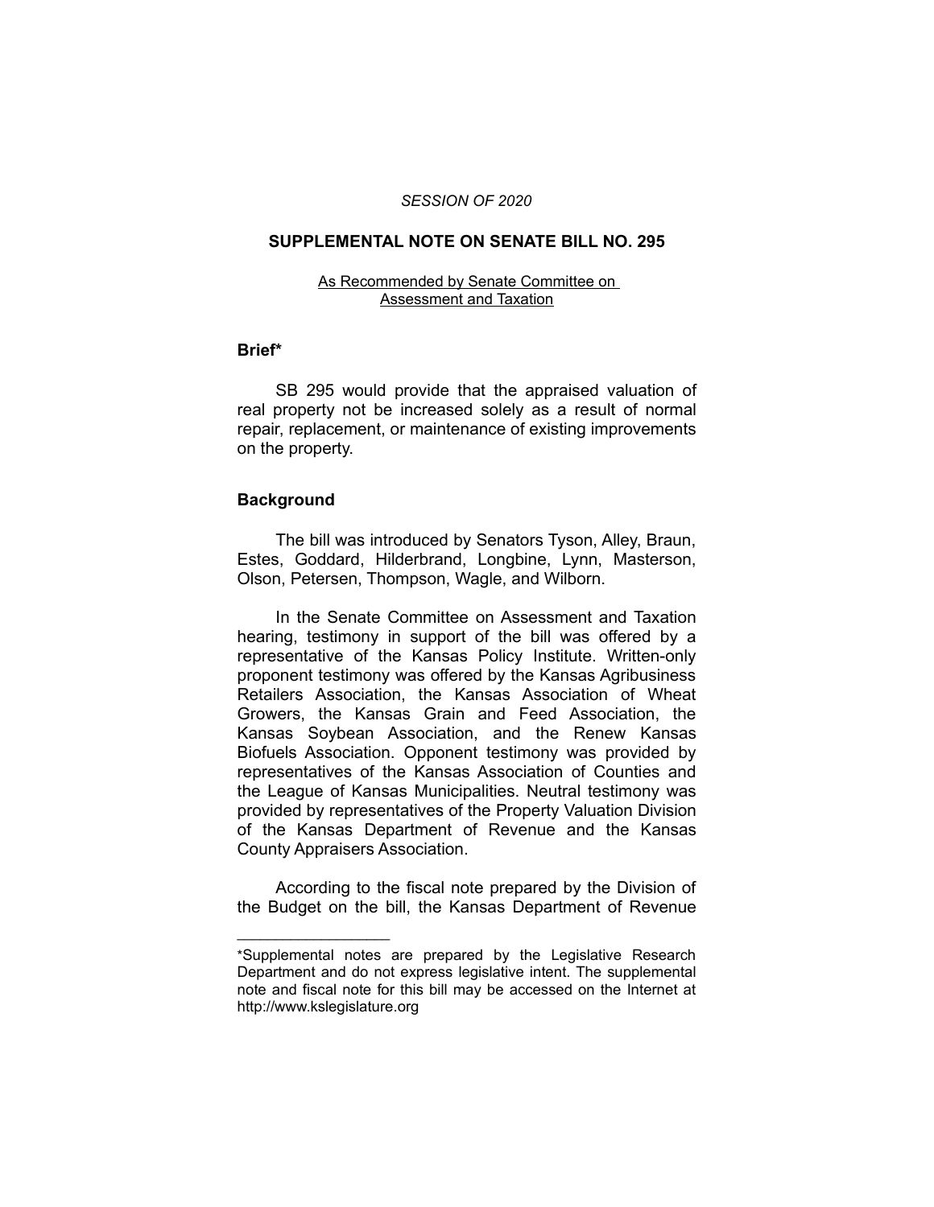*SESSION OF 2020*

## SUPPLEMENTAL NOTE ON SENATE BILL NO. 295

As Recommended by Senate Committee on Assessment and Taxation

### Brief*

SB 295 would provide that the appraised valuation of real property not be increased solely as a result of normal repair, replacement, or maintenance of existing improvements on the property.

### Background

The bill was introduced by Senators Tyson, Alley, Braun, Estes, Goddard, Hilderbrand, Longbine, Lynn, Masterson, Olson, Petersen, Thompson, Wagle, and Wilborn.

In the Senate Committee on Assessment and Taxation hearing, testimony in support of the bill was offered by a representative of the Kansas Policy Institute. Written-only proponent testimony was offered by the Kansas Agribusiness Retailers Association, the Kansas Association of Wheat Growers, the Kansas Grain and Feed Association, the Kansas Soybean Association, and the Renew Kansas Biofuels Association. Opponent testimony was provided by representatives of the Kansas Association of Counties and the League of Kansas Municipalities. Neutral testimony was provided by representatives of the Property Valuation Division of the Kansas Department of Revenue and the Kansas County Appraisers Association.

According to the fiscal note prepared by the Division of the Budget on the bill, the Kansas Department of Revenue

---

*Supplemental notes are prepared by the Legislative Research Department and do not express legislative intent. The supplemental note and fiscal note for this bill may be accessed on the Internet at http://www.kslegislature.org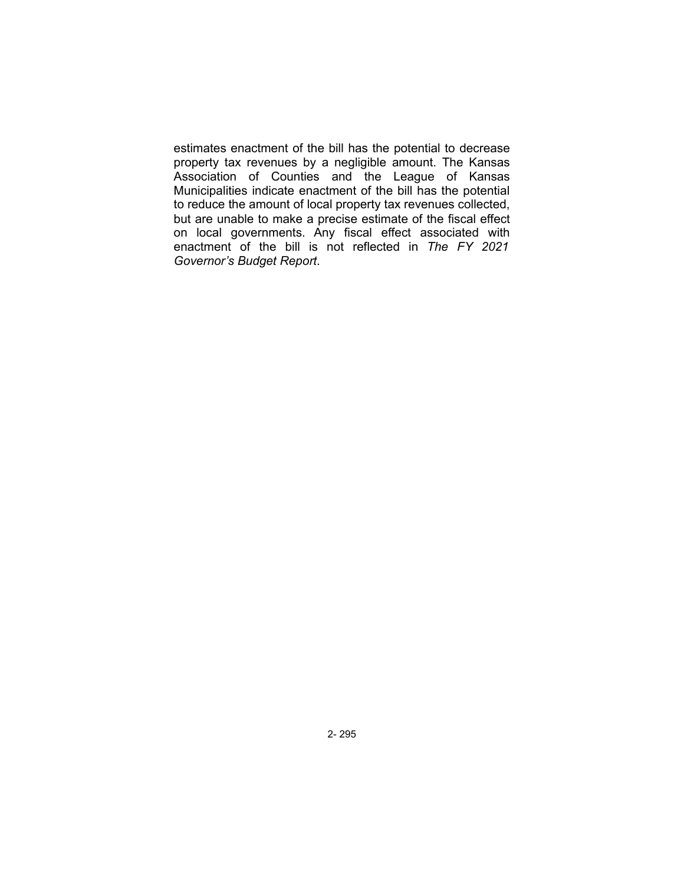estimates enactment of the bill has the potential to decrease property tax revenues by a negligible amount. The Kansas Association of Counties and the League of Kansas Municipalities indicate enactment of the bill has the potential to reduce the amount of local property tax revenues collected, but are unable to make a precise estimate of the fiscal effect on local governments. Any fiscal effect associated with enactment of the bill is not reflected in *The FY 2021 Governor's Budget Report*.